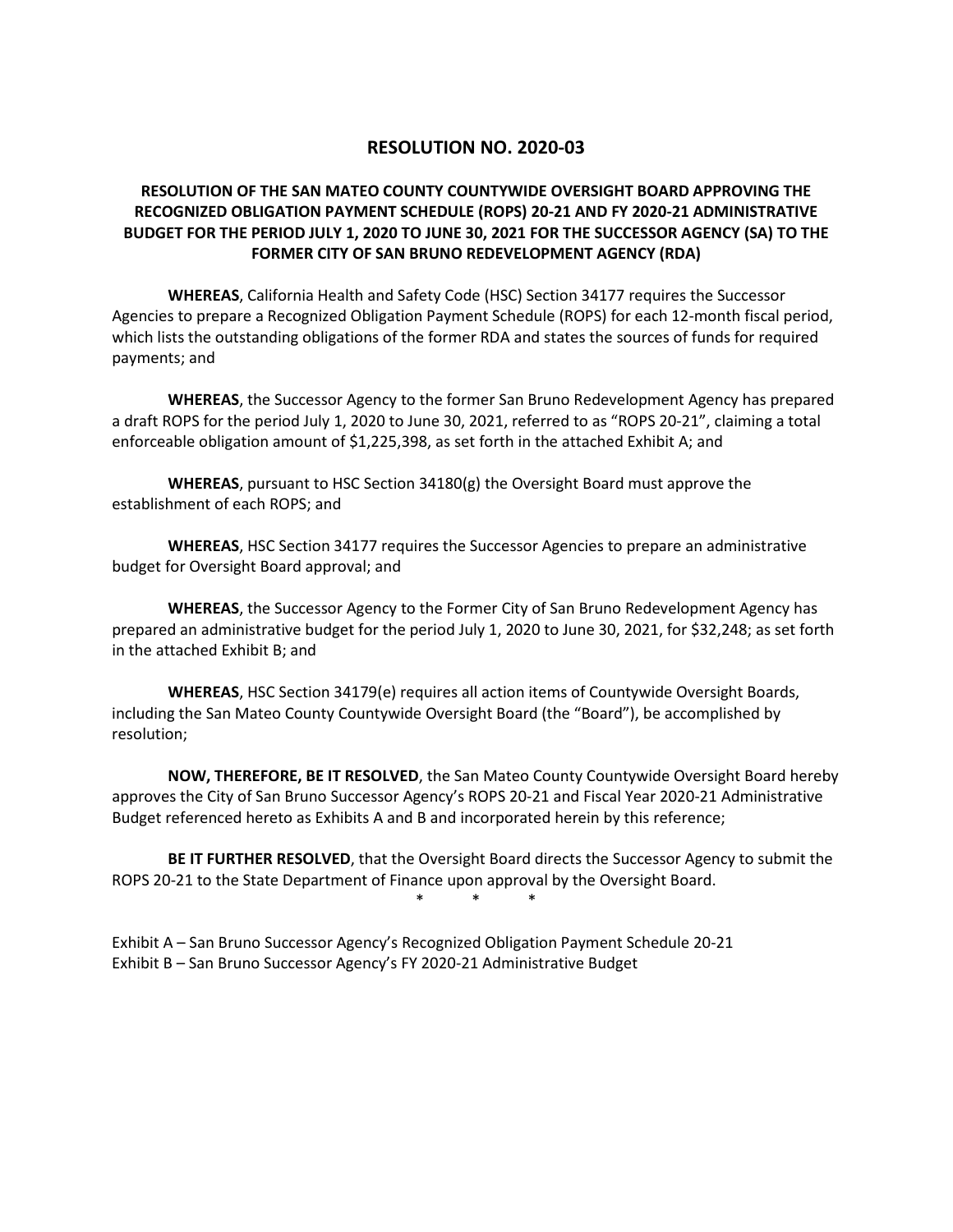# RESOLUTION NO. 2020-03

## RESOLUTION OF THE SAN MATEO COUNTY COUNTYWIDE OVERSIGHT BOARD APPROVING THE RECOGNIZED OBLIGATION PAYMENT SCHEDULE (ROPS) 20-21 AND FY 2020-21 ADMINISTRATIVE BUDGET FOR THE PERIOD JULY 1, 2020 TO JUNE 30, 2021 FOR THE SUCCESSOR AGENCY (SA) TO THE FORMER CITY OF SAN BRUNO REDEVELOPMENT AGENCY (RDA)

**WHEREAS**, California Health and Safety Code (HSC) Section 34177 requires the Successor Agencies to prepare a Recognized Obligation Payment Schedule (ROPS) for each 12-month fiscal period, which lists the outstanding obligations of the former RDA and states the sources of funds for required payments; and

**WHEREAS**, the Successor Agency to the former San Bruno Redevelopment Agency has prepared a draft ROPS for the period July 1, 2020 to June 30, 2021, referred to as "ROPS 20-21", claiming a total enforceable obligation amount of $1,225,398, as set forth in the attached Exhibit A; and

**WHEREAS**, pursuant to HSC Section 34180(g) the Oversight Board must approve the establishment of each ROPS; and

**WHEREAS**, HSC Section 34177 requires the Successor Agencies to prepare an administrative budget for Oversight Board approval; and

**WHEREAS**, the Successor Agency to the Former City of San Bruno Redevelopment Agency has prepared an administrative budget for the period July 1, 2020 to June 30, 2021, for $32,248; as set forth in the attached Exhibit B; and

**WHEREAS**, HSC Section 34179(e) requires all action items of Countywide Oversight Boards, including the San Mateo County Countywide Oversight Board (the "Board"), be accomplished by resolution;

**NOW, THEREFORE, BE IT RESOLVED**, the San Mateo County Countywide Oversight Board hereby approves the City of San Bruno Successor Agency's ROPS 20-21 and Fiscal Year 2020-21 Administrative Budget referenced hereto as Exhibits A and B and incorporated herein by this reference;

**BE IT FURTHER RESOLVED**, that the Oversight Board directs the Successor Agency to submit the ROPS 20-21 to the State Department of Finance upon approval by the Oversight Board.

\* \* \*

Exhibit A – San Bruno Successor Agency's Recognized Obligation Payment Schedule 20-21
Exhibit B – San Bruno Successor Agency's FY 2020-21 Administrative Budget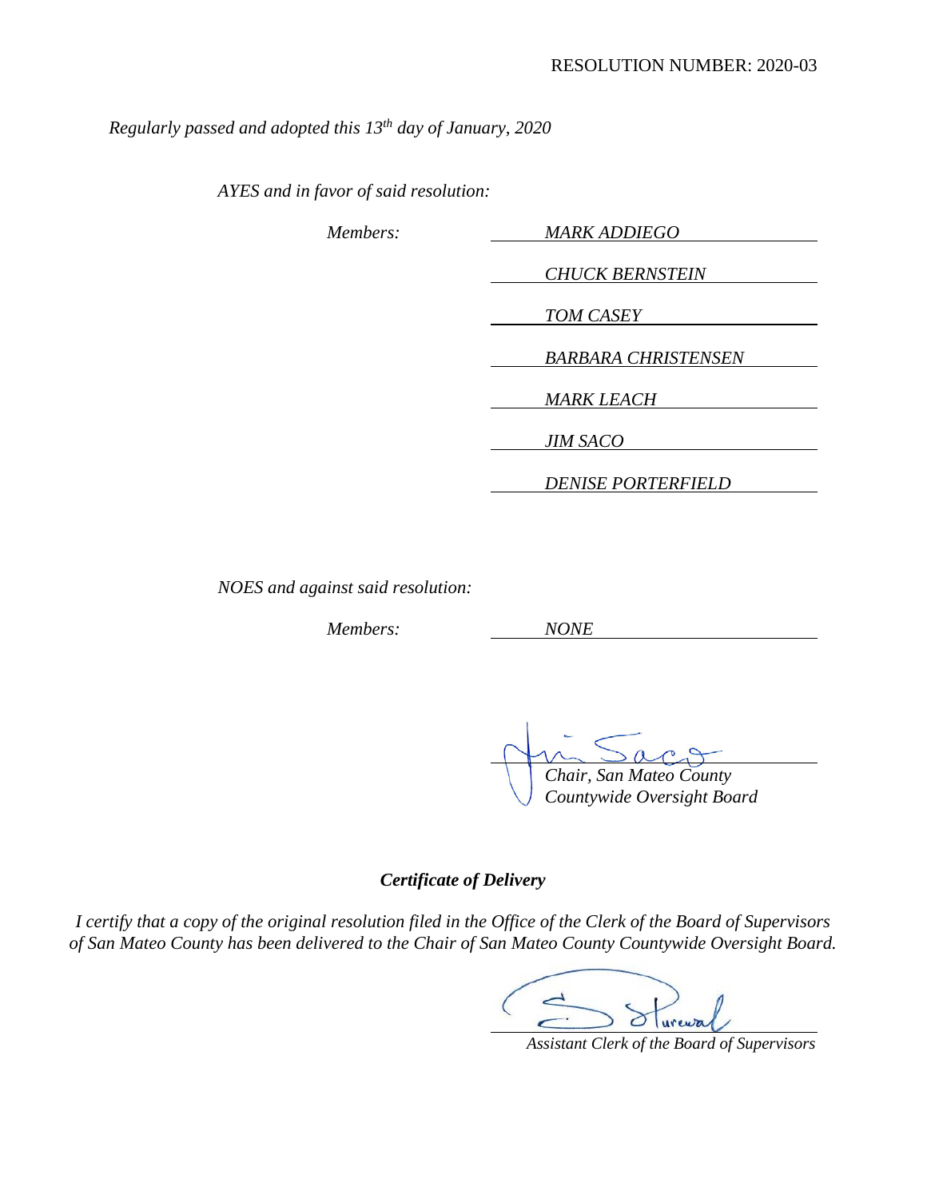RESOLUTION NUMBER: 2020-03

*Regularly passed and adopted this 13th day of January, 2020*

*AYES and in favor of said resolution:*

*Members:* *MARK ADDIEGO*

*CHUCK BERNSTEIN*

*TOM CASEY*

*BARBARA CHRISTENSEN*

*MARK LEACH*

*JIM SACO*

*DENISE PORTERFIELD*

*NOES and against said resolution:*

*Members:* *NONE*

*Chair, San Mateo County Countywide Oversight Board*

***Certificate of Delivery***

*I certify that a copy of the original resolution filed in the Office of the Clerk of the Board of Supervisors of San Mateo County has been delivered to the Chair of San Mateo County Countywide Oversight Board.*

*Assistant Clerk of the Board of Supervisors*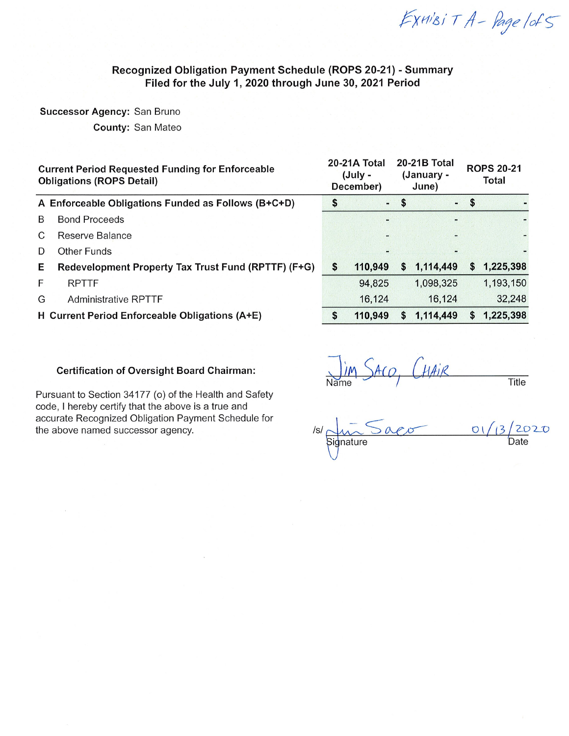Exhibit A - Page 1 of 5

## Recognized Obligation Payment Schedule (ROPS 20-21) - Summary
## Filed for the July 1, 2020 through June 30, 2021 Period

**Successor Agency:** San Bruno

**County:** San Mateo

| | Current Period Requested Funding for Enforceable Obligations (ROPS Detail) | 20-21A Total (July - December) | 20-21B Total (January - June) | ROPS 20-21 Total |
|---|---|---|---|---|
| **A** | **Enforceable Obligations Funded as Follows (B+C+D)** | **$ -** | **$ -** | **$ -** |
| B | Bond Proceeds | - | - | - |
| C | Reserve Balance | - | - | - |
| D | Other Funds | - | - | - |
| **E** | **Redevelopment Property Tax Trust Fund (RPTTF) (F+G)** | **$ 110,949** | **$ 1,114,449** | **$ 1,225,398** |
| F | RPTTF | 94,825 | 1,098,325 | 1,193,150 |
| G | Administrative RPTTF | 16,124 | 16,124 | 32,248 |
| **H** | **Current Period Enforceable Obligations (A+E)** | **$ 110,949** | **$ 1,114,449** | **$ 1,225,398** |

**Certification of Oversight Board Chairman:**

Pursuant to Section 34177 (o) of the Health and Safety code, I hereby certify that the above is a true and accurate Recognized Obligation Payment Schedule for the above named successor agency.

Jim Saco, Chair

Name &emsp; Title

/s/ Jim Saco &emsp; 01/13/2020

Signature &emsp; Date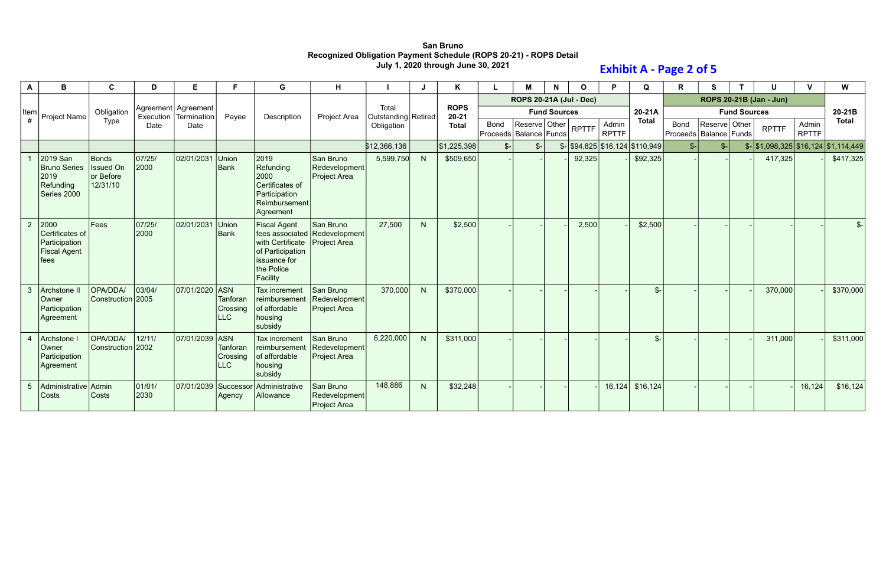**San Bruno**
**Recognized Obligation Payment Schedule (ROPS 20-21) - ROPS Detail**
**July 1, 2020 through June 30, 2021**

**Exhibit A - Page 2 of 5**

| A | B | C | D | E | F | G | H | I | J | K | L | M | N | O | P | Q | R | S | T | U | V | W |
|---|---|---|---|---|---|---|---|---|---|---|---|---|---|---|---|---|---|---|---|---|---|---|
| | | | | | | | | | | | ROPS 20-21A (Jul - Dec) | | | | | | ROPS 20-21B (Jan - Jun) | | | | | |
| | | | | | | | | | | | Fund Sources | | | | | | Fund Sources | | | | | |
| Item # | Project Name | Obligation Type | Agreement Execution Date | Agreement Termination Date | Payee | Description | Project Area | Total Outstanding Obligation | Retired | ROPS 20-21 Total | Bond Proceeds | Reserve Balance | Other Funds | RPTTF | Admin RPTTF | 20-21A Total | Bond Proceeds | Reserve Balance | Other Funds | RPTTF | Admin RPTTF | 20-21B Total |
| | | | | | | | | $12,366,136 | | $1,225,398 | $- | $- | $- | $94,825 | $16,124 | $110,949 | $- | $- | $- | $1,098,325 | $16,124 | $1,114,449 |
| 1 | 2019 San Bruno Series 2019 Refunding Series 2000 | Bonds Issued On or Before 12/31/10 | 07/25/2000 | 02/01/2031 | Union Bank | 2019 Refunding 2000 Certificates of Participation Reimbursement Agreement | San Bruno Redevelopment Project Area | 5,599,750 | N | $509,650 | - | - | - | 92,325 | - | $92,325 | - | - | - | 417,325 | - | $417,325 |
| 2 | 2000 Certificates of Participation Fiscal Agent fees | Fees | 07/25/2000 | 02/01/2031 | Union Bank | Fiscal Agent fees associated with Certificate of Participation issuance for the Police Facility | San Bruno Redevelopment Project Area | 27,500 | N | $2,500 | - | - | - | 2,500 | - | $2,500 | - | - | - | - | - | $- |
| 3 | Archstone II Owner Participation Agreement | OPA/DDA/Construction | 03/04/2005 | 07/01/2020 | ASN Tanforan Crossing LLC | Tax increment reimbursement of affordable housing subsidy | San Bruno Redevelopment Project Area | 370,000 | N | $370,000 | - | - | - | - | - | $- | - | - | - | 370,000 | - | $370,000 |
| 4 | Archstone I Owner Participation Agreement | OPA/DDA/Construction | 12/11/2002 | 07/01/2039 | ASN Tanforan Crossing LLC | Tax increment reimbursement of affordable housing subsidy | San Bruno Redevelopment Project Area | 6,220,000 | N | $311,000 | - | - | - | - | - | $- | - | - | - | 311,000 | - | $311,000 |
| 5 | Administrative Costs | Admin Costs | 01/01/2030 | 07/01/2039 | Successor Agency | Administrative Allowance | San Bruno Redevelopment Project Area | 148,886 | N | $32,248 | - | - | - | - | 16,124 | $16,124 | - | - | - | - | 16,124 | $16,124 |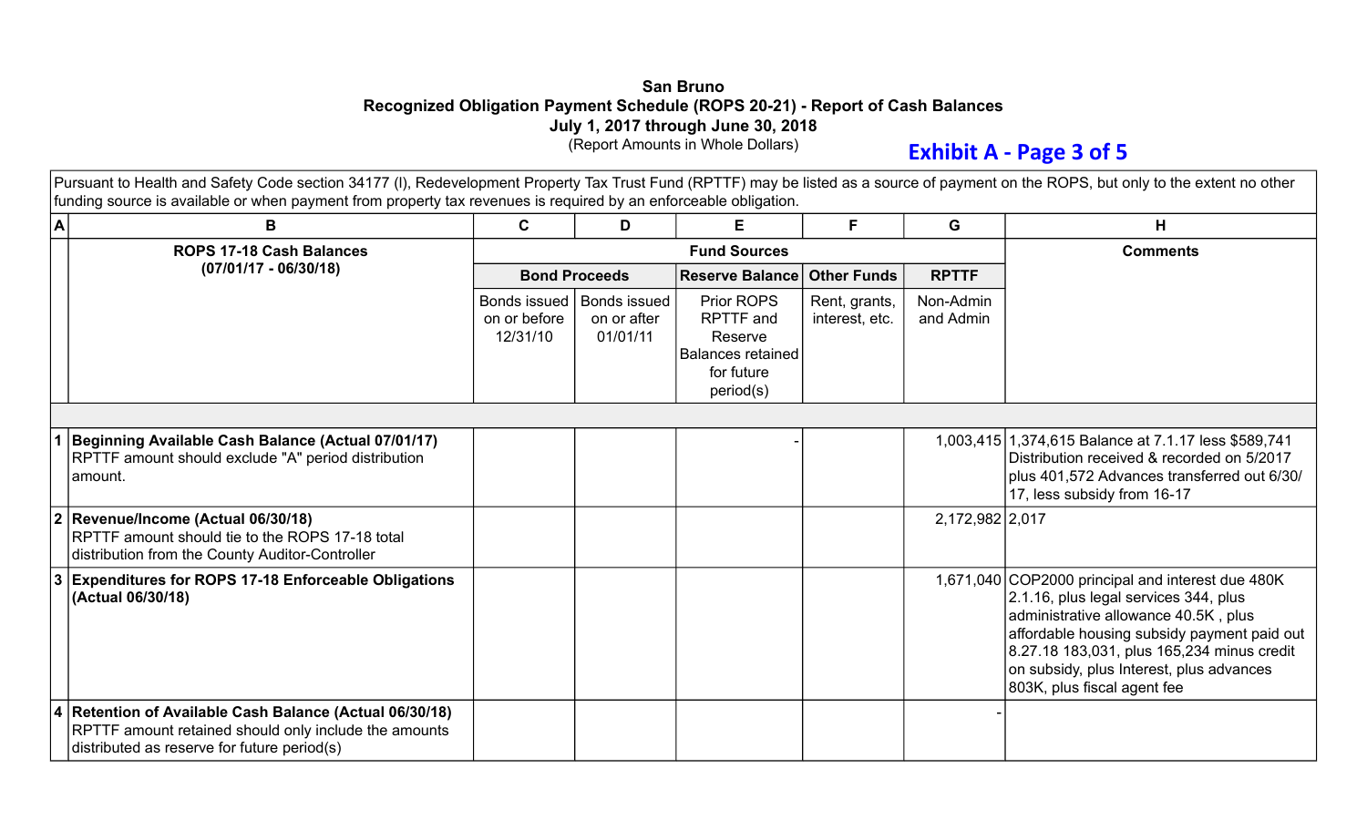# San Bruno
## Recognized Obligation Payment Schedule (ROPS 20-21) - Report of Cash Balances
### July 1, 2017 through June 30, 2018

(Report Amounts in Whole Dollars)

**Exhibit A - Page 3 of 5**

Pursuant to Health and Safety Code section 34177 (l), Redevelopment Property Tax Trust Fund (RPTTF) may be listed as a source of payment on the ROPS, but only to the extent no other funding source is available or when payment from property tax revenues is required by an enforceable obligation.

| A | B | C | D | E | F | G | H |
|---|---|---|---|---|---|---|---|
| | **ROPS 17-18 Cash Balances (07/01/17 - 06/30/18)** | **Fund Sources** | | | | | **Comments** |
| | | **Bond Proceeds** | | **Reserve Balance** | **Other Funds** | **RPTTF** | |
| | | Bonds issued on or before 12/31/10 | Bonds issued on or after 01/01/11 | Prior ROPS RPTTF and Reserve Balances retained for future period(s) | Rent, grants, interest, etc. | Non-Admin and Admin | |
| 1 | **Beginning Available Cash Balance (Actual 07/01/17)** RPTTF amount should exclude "A" period distribution amount. | | | - | | 1,003,415 | 1,374,615 Balance at 7.1.17 less $589,741 Distribution received & recorded on 5/2017 plus 401,572 Advances transferred out 6/30/17, less subsidy from 16-17 |
| 2 | **Revenue/Income (Actual 06/30/18)** RPTTF amount should tie to the ROPS 17-18 total distribution from the County Auditor-Controller | | | | | 2,172,982 | 2,017 |
| 3 | **Expenditures for ROPS 17-18 Enforceable Obligations (Actual 06/30/18)** | | | | | 1,671,040 | COP2000 principal and interest due 480K 2.1.16, plus legal services 344, plus administrative allowance 40.5K , plus affordable housing subsidy payment paid out 8.27.18 183,031, plus 165,234 minus credit on subsidy, plus Interest, plus advances 803K, plus fiscal agent fee |
| 4 | **Retention of Available Cash Balance (Actual 06/30/18)** RPTTF amount retained should only include the amounts distributed as reserve for future period(s) | | | | | - | |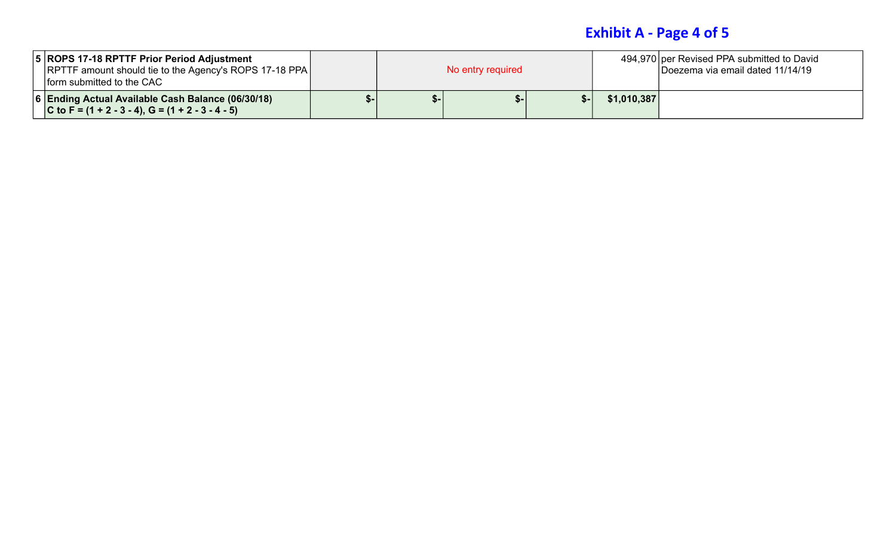# Exhibit A - Page 4 of 5

| | | | | | | | |
|---|---|---|---|---|---|---|---|
| 5 | **ROPS 17-18 RPTTF Prior Period Adjustment**<br>RPTTF amount should tie to the Agency's ROPS 17-18 PPA form submitted to the CAC | | No entry required | | | 494,970 | per Revised PPA submitted to David Doezema via email dated 11/14/19 |
| 6 | **Ending Actual Available Cash Balance (06/30/18)**<br>**C to F = (1 + 2 - 3 - 4), G = (1 + 2 - 3 - 4 - 5)** | **$-** | **$-** | **$-** | **$-** | **$1,010,387** | |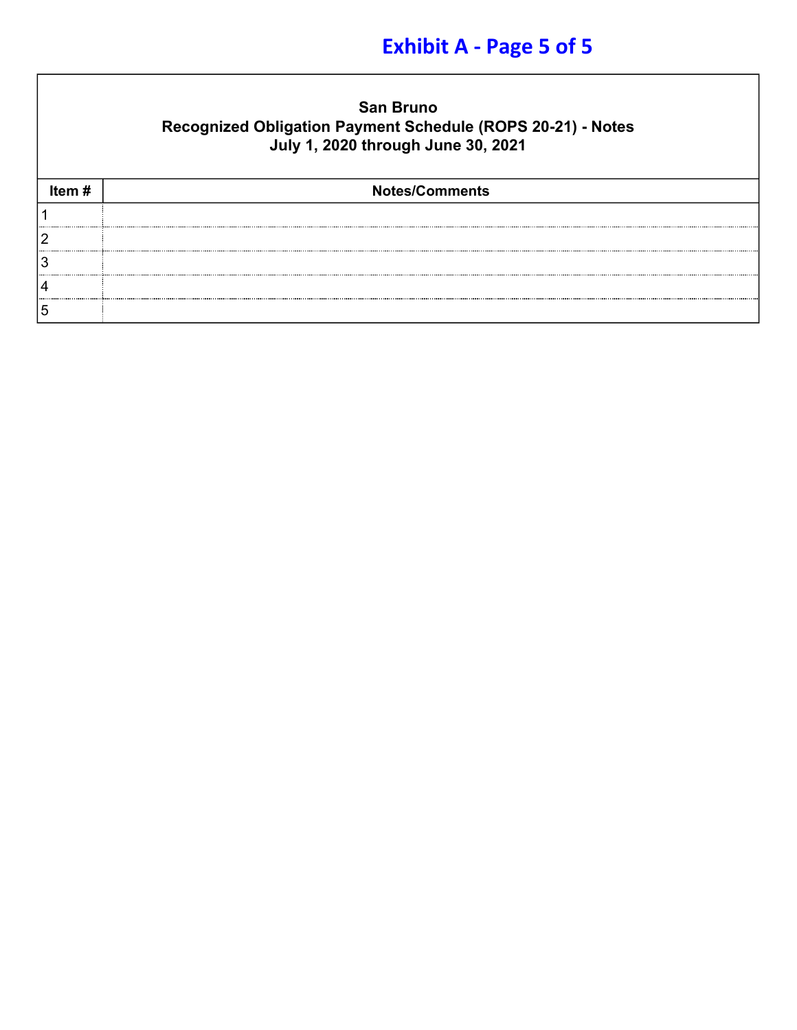**Exhibit A - Page 5 of 5**

## San Bruno
## Recognized Obligation Payment Schedule (ROPS 20-21) - Notes
## July 1, 2020 through June 30, 2021

| Item # | Notes/Comments |
|---|---|
| 1 | |
| 2 | |
| 3 | |
| 4 | |
| 5 | |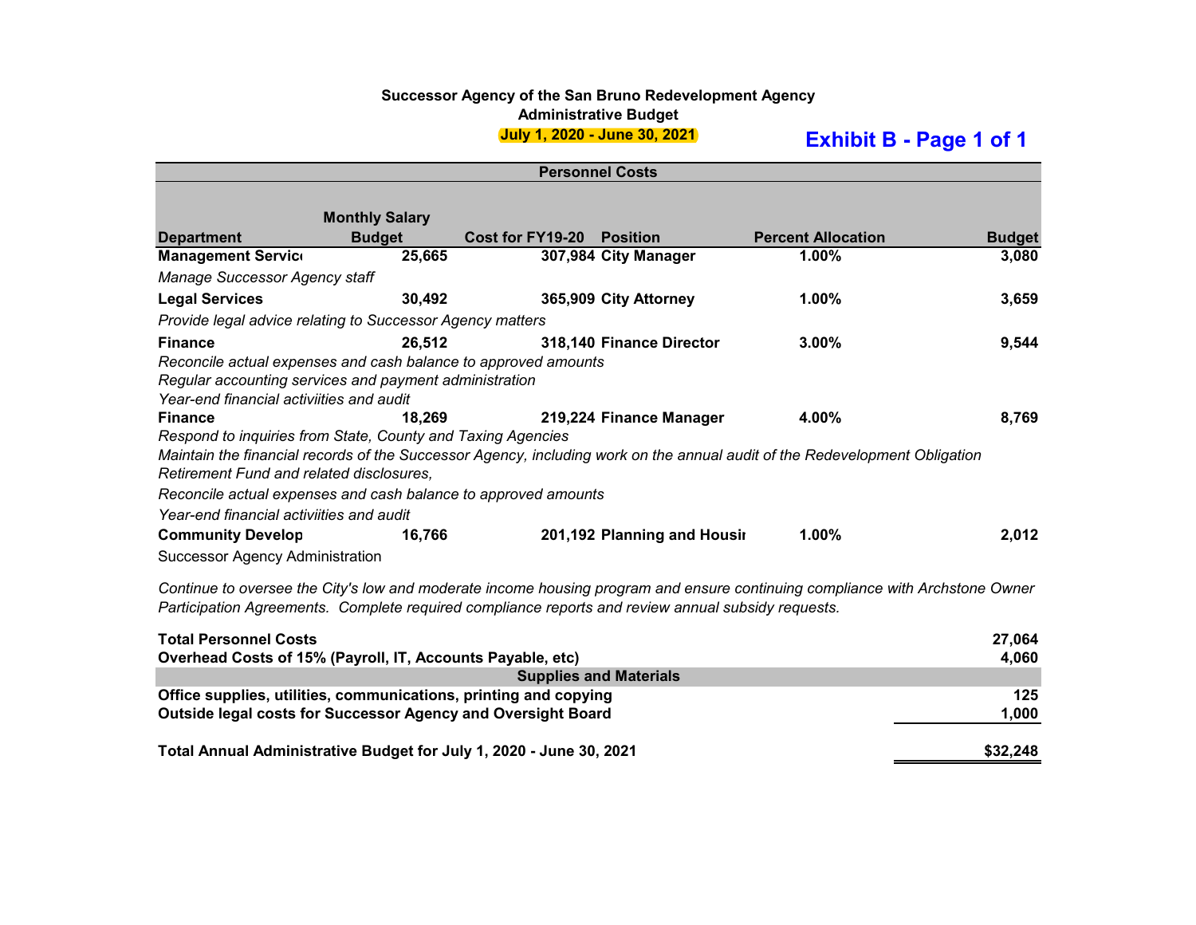**Successor Agency of the San Bruno Redevelopment Agency**
**Administrative Budget**
**July 1, 2020 - June 30, 2021**

**Exhibit B - Page 1 of 1**

| Personnel Costs | | | | | |
|---|---|---|---|---|---|
| **Department** | **Monthly Salary Budget** | **Cost for FY19-20** | **Position** | **Percent Allocation** | **Budget** |
| **Management Servic** | **25,665** | **307,984** | **City Manager** | **1.00%** | **3,080** |
| *Manage Successor Agency staff* | | | | | |
| **Legal Services** | **30,492** | **365,909** | **City Attorney** | **1.00%** | **3,659** |
| *Provide legal advice relating to Successor Agency matters* | | | | | |
| **Finance** | **26,512** | **318,140** | **Finance Director** | **3.00%** | **9,544** |
| *Reconcile actual expenses and cash balance to approved amounts*<br>*Regular accounting services and payment administration*<br>*Year-end financial activiities and audit* | | | | | |
| **Finance** | **18,269** | **219,224** | **Finance Manager** | **4.00%** | **8,769** |
| *Respond to inquiries from State, County and Taxing Agencies*<br>*Maintain the financial records of the Successor Agency, including work on the annual audit of the Redevelopment Obligation Retirement Fund and related disclosures,*<br>*Reconcile actual expenses and cash balance to approved amounts*<br>*Year-end financial activiities and audit* | | | | | |
| **Community Develop** | **16,766** | **201,192** | **Planning and Housi** | **1.00%** | **2,012** |
| Successor Agency Administration | | | | | |
| *Continue to oversee the City's low and moderate income housing program and ensure continuing compliance with Archstone Owner Participation Agreements. Complete required compliance reports and review annual subsidy requests.* | | | | | |
| **Total Personnel Costs** | | | | | **27,064** |
| **Overhead Costs of 15% (Payroll, IT, Accounts Payable, etc)** | | | | | **4,060** |
| **Supplies and Materials** | | | | | |
| **Office supplies, utilities, communications, printing and copying** | | | | | **125** |
| **Outside legal costs for Successor Agency and Oversight Board** | | | | | **1,000** |
| **Total Annual Administrative Budget for July 1, 2020 - June 30, 2021** | | | | | **$32,248** |